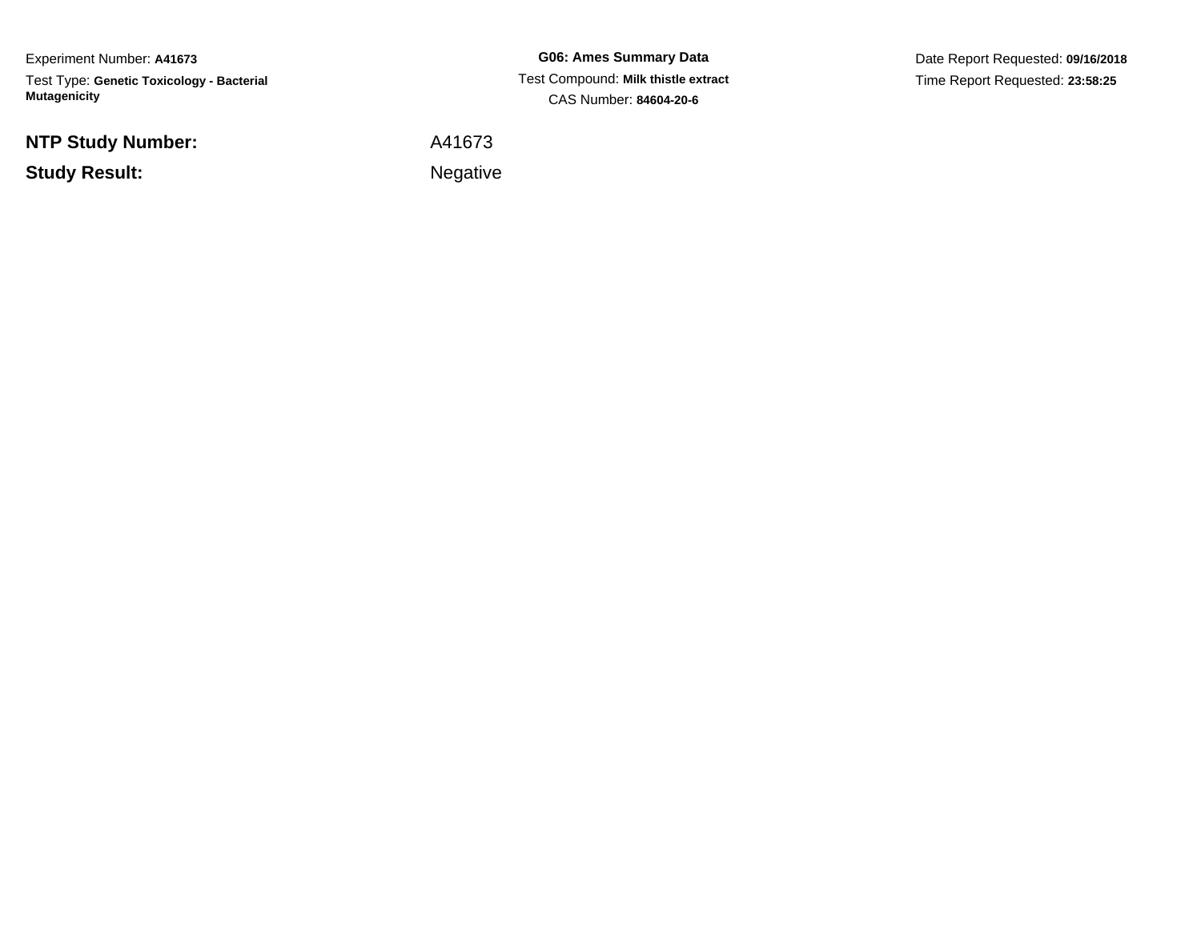Experiment Number: **A41673**

Test Type: **Genetic Toxicology - Bacterial Mutagenicity**

**G06: Ames Summary Data**

Test Compound: **Milk thistle extract**

CAS Number: **84604-20-6**

Date Report Requested: **09/16/2018**

Time Report Requested: **23:58:25**

| | |
|---|---|
| **NTP Study Number:** | A41673 |
| **Study Result:** | Negative |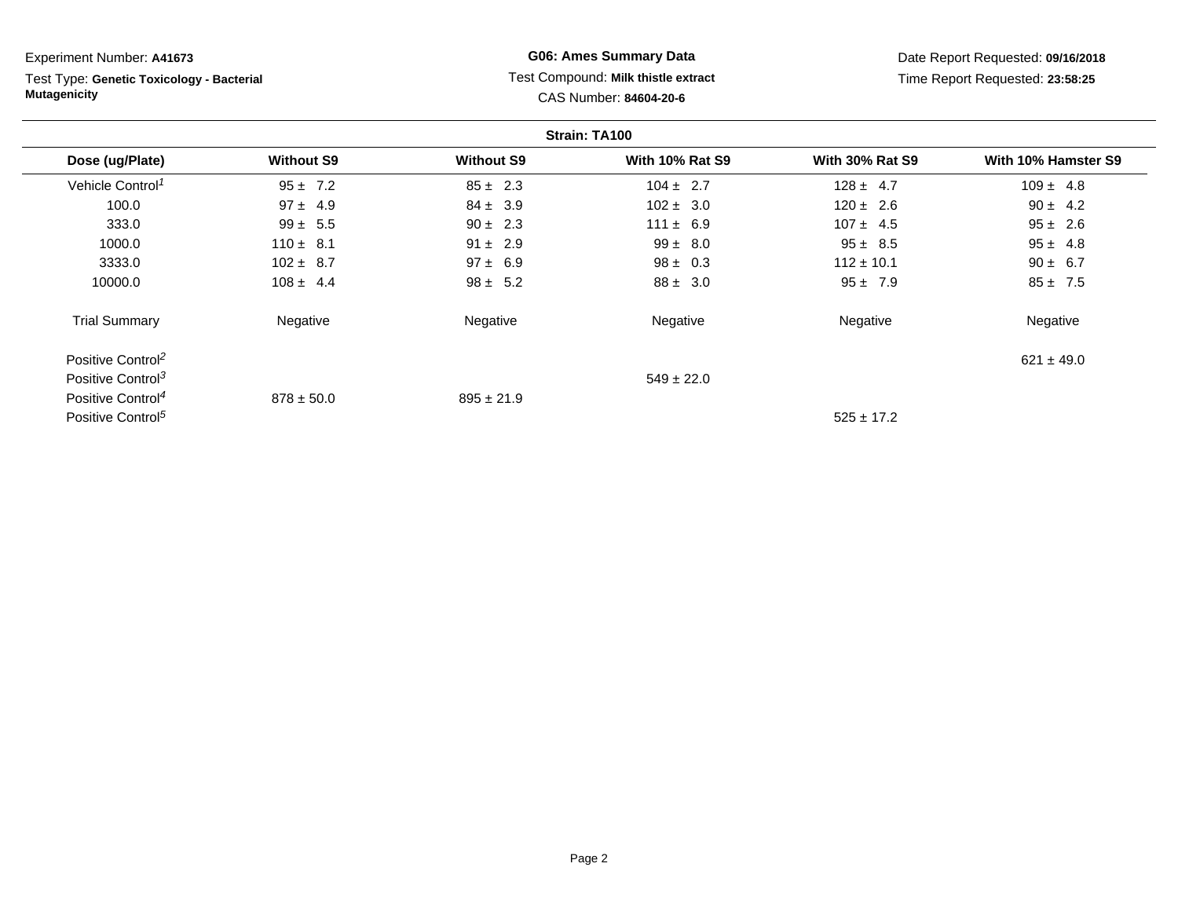Experiment Number: **A41673**

Test Type: **Genetic Toxicology - Bacterial Mutagenicity**

**G06: Ames Summary Data**

Test Compound: **Milk thistle extract**

CAS Number: **84604-20-6**

Date Report Requested: **09/16/2018**

Time Report Requested: **23:58:25**

**Strain: TA100**

| Dose (ug/Plate) | Without S9 | Without S9 | With 10% Rat S9 | With 30% Rat S9 | With 10% Hamster S9 |
|---|---|---|---|---|---|
| Vehicle Control[1] | 95 ± 7.2 | 85 ± 2.3 | 104 ± 2.7 | 128 ± 4.7 | 109 ± 4.8 |
| 100.0 | 97 ± 4.9 | 84 ± 3.9 | 102 ± 3.0 | 120 ± 2.6 | 90 ± 4.2 |
| 333.0 | 99 ± 5.5 | 90 ± 2.3 | 111 ± 6.9 | 107 ± 4.5 | 95 ± 2.6 |
| 1000.0 | 110 ± 8.1 | 91 ± 2.9 | 99 ± 8.0 | 95 ± 8.5 | 95 ± 4.8 |
| 3333.0 | 102 ± 8.7 | 97 ± 6.9 | 98 ± 0.3 | 112 ± 10.1 | 90 ± 6.7 |
| 10000.0 | 108 ± 4.4 | 98 ± 5.2 | 88 ± 3.0 | 95 ± 7.9 | 85 ± 7.5 |
| Trial Summary | Negative | Negative | Negative | Negative | Negative |
| Positive Control[2] | | | | | 621 ± 49.0 |
| Positive Control[3] | | | 549 ± 22.0 | | |
| Positive Control[4] | 878 ± 50.0 | 895 ± 21.9 | | | |
| Positive Control[5] | | | | 525 ± 17.2 | |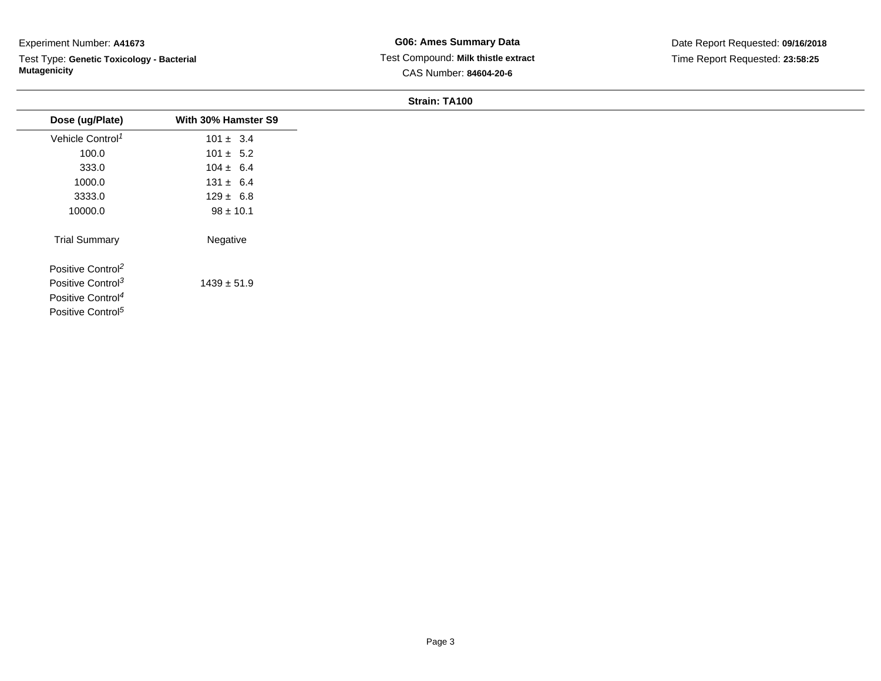Experiment Number: **A41673**

Test Type: **Genetic Toxicology - Bacterial Mutagenicity**

**G06: Ames Summary Data**

Test Compound: **Milk thistle extract**

CAS Number: **84604-20-6**

Date Report Requested: **09/16/2018**

Time Report Requested: **23:58:25**

**Strain: TA100**

| Dose (ug/Plate) | With 30% Hamster S9 |
|---|---|
| Vehicle Control[1] | 101 ± 3.4 |
| 100.0 | 101 ± 5.2 |
| 333.0 | 104 ± 6.4 |
| 1000.0 | 131 ± 6.4 |
| 3333.0 | 129 ± 6.8 |
| 10000.0 | 98 ± 10.1 |
| Trial Summary | Negative |
| Positive Control[2] | |
| Positive Control[3] | 1439 ± 51.9 |
| Positive Control[4] | |
| Positive Control[5] | |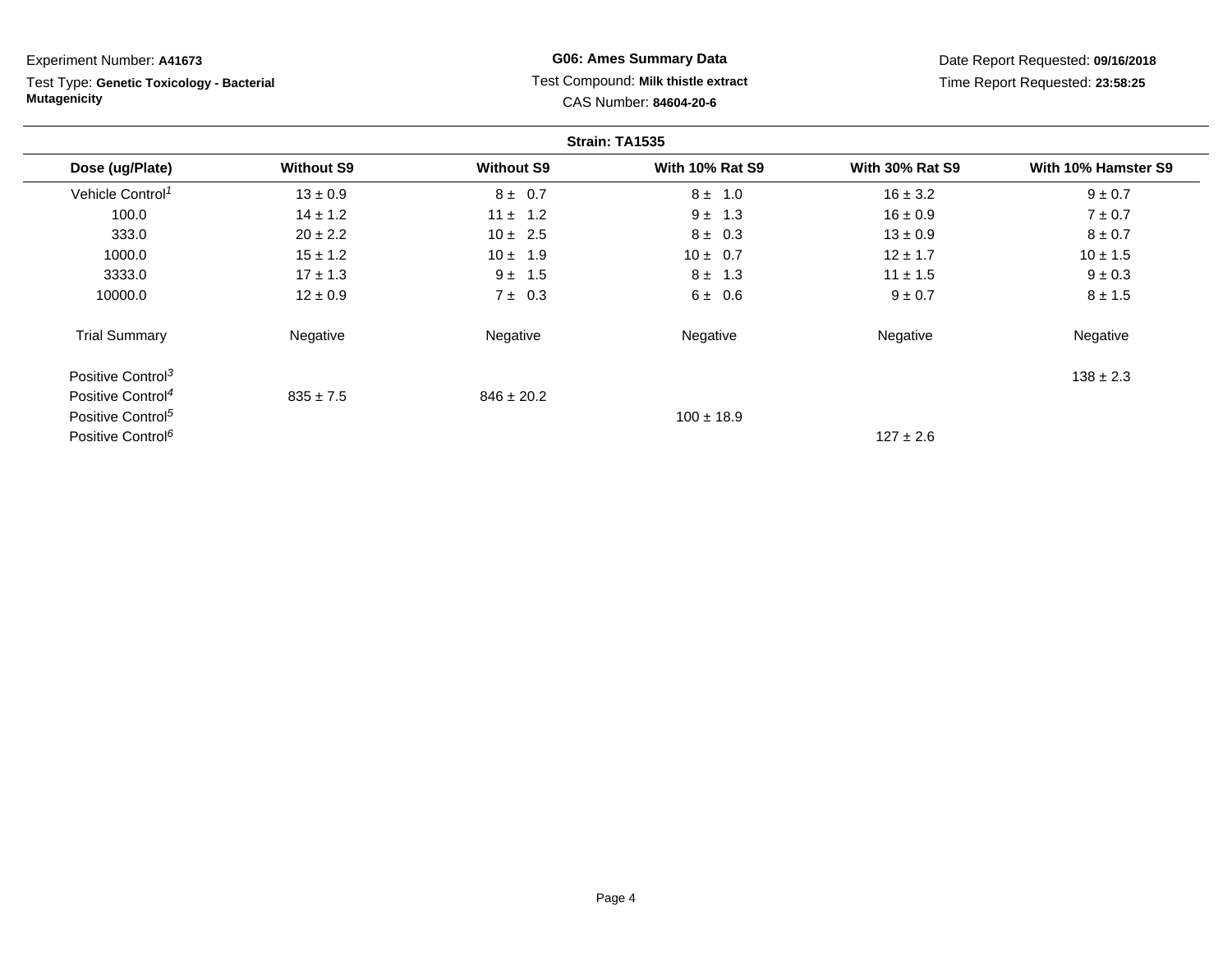Experiment Number: **A41673**

Test Type: **Genetic Toxicology - Bacterial Mutagenicity**

**G06: Ames Summary Data**

Test Compound: **Milk thistle extract**

CAS Number: **84604-20-6**

Date Report Requested: **09/16/2018**

Time Report Requested: **23:58:25**

**Strain: TA1535**

| Dose (ug/Plate) | Without S9 | Without S9 | With 10% Rat S9 | With 30% Rat S9 | With 10% Hamster S9 |
|---|---|---|---|---|---|
| Vehicle Control[1] | 13 ± 0.9 | 8 ± 0.7 | 8 ± 1.0 | 16 ± 3.2 | 9 ± 0.7 |
| 100.0 | 14 ± 1.2 | 11 ± 1.2 | 9 ± 1.3 | 16 ± 0.9 | 7 ± 0.7 |
| 333.0 | 20 ± 2.2 | 10 ± 2.5 | 8 ± 0.3 | 13 ± 0.9 | 8 ± 0.7 |
| 1000.0 | 15 ± 1.2 | 10 ± 1.9 | 10 ± 0.7 | 12 ± 1.7 | 10 ± 1.5 |
| 3333.0 | 17 ± 1.3 | 9 ± 1.5 | 8 ± 1.3 | 11 ± 1.5 | 9 ± 0.3 |
| 10000.0 | 12 ± 0.9 | 7 ± 0.3 | 6 ± 0.6 | 9 ± 0.7 | 8 ± 1.5 |
| Trial Summary | Negative | Negative | Negative | Negative | Negative |
| Positive Control[3] | | | | | 138 ± 2.3 |
| Positive Control[4] | 835 ± 7.5 | 846 ± 20.2 | | | |
| Positive Control[5] | | | 100 ± 18.9 | | |
| Positive Control[6] | | | | 127 ± 2.6 | |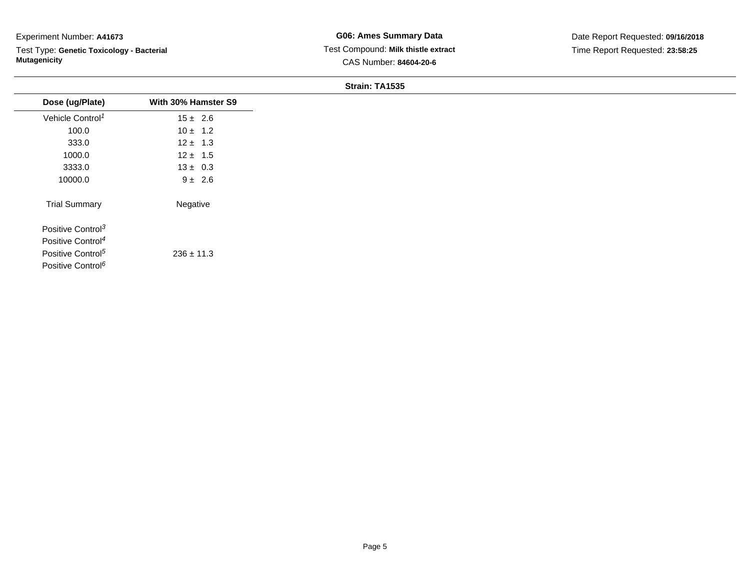Experiment Number: **A41673**

Test Type: **Genetic Toxicology - Bacterial Mutagenicity**

**G06: Ames Summary Data**

Test Compound: **Milk thistle extract**

CAS Number: **84604-20-6**

Date Report Requested: **09/16/2018**

Time Report Requested: **23:58:25**

**Strain: TA1535**

| Dose (ug/Plate) | With 30% Hamster S9 |
|---|---|
| Vehicle Control[1] | 15 ± 2.6 |
| 100.0 | 10 ± 1.2 |
| 333.0 | 12 ± 1.3 |
| 1000.0 | 12 ± 1.5 |
| 3333.0 | 13 ± 0.3 |
| 10000.0 | 9 ± 2.6 |
| Trial Summary | Negative |
| Positive Control[3] | |
| Positive Control[4] | |
| Positive Control[5] | 236 ± 11.3 |
| Positive Control[6] | |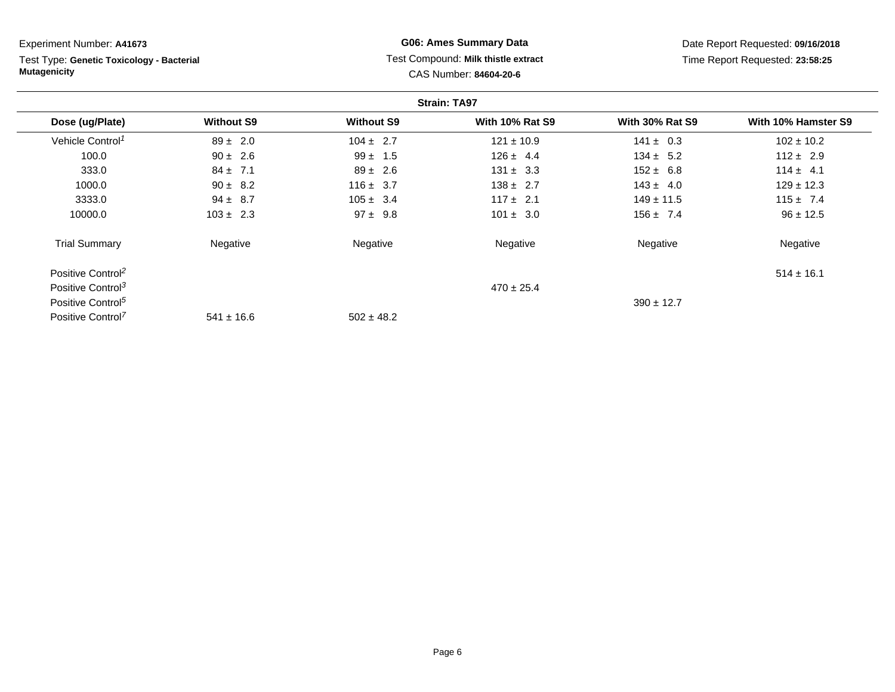Experiment Number: **A41673**

Test Type: **Genetic Toxicology - Bacterial Mutagenicity**

**G06: Ames Summary Data**

Test Compound: **Milk thistle extract**

CAS Number: **84604-20-6**

Date Report Requested: **09/16/2018**

Time Report Requested: **23:58:25**

**Strain: TA97**

| Dose (ug/Plate) | Without S9 | Without S9 | With 10% Rat S9 | With 30% Rat S9 | With 10% Hamster S9 |
|---|---|---|---|---|---|
| Vehicle Control[1] | 89 ± 2.0 | 104 ± 2.7 | 121 ± 10.9 | 141 ± 0.3 | 102 ± 10.2 |
| 100.0 | 90 ± 2.6 | 99 ± 1.5 | 126 ± 4.4 | 134 ± 5.2 | 112 ± 2.9 |
| 333.0 | 84 ± 7.1 | 89 ± 2.6 | 131 ± 3.3 | 152 ± 6.8 | 114 ± 4.1 |
| 1000.0 | 90 ± 8.2 | 116 ± 3.7 | 138 ± 2.7 | 143 ± 4.0 | 129 ± 12.3 |
| 3333.0 | 94 ± 8.7 | 105 ± 3.4 | 117 ± 2.1 | 149 ± 11.5 | 115 ± 7.4 |
| 10000.0 | 103 ± 2.3 | 97 ± 9.8 | 101 ± 3.0 | 156 ± 7.4 | 96 ± 12.5 |
| Trial Summary | Negative | Negative | Negative | Negative | Negative |
| Positive Control[2] | | | | | 514 ± 16.1 |
| Positive Control[3] | | | 470 ± 25.4 | | |
| Positive Control[5] | | | | 390 ± 12.7 | |
| Positive Control[7] | 541 ± 16.6 | 502 ± 48.2 | | | |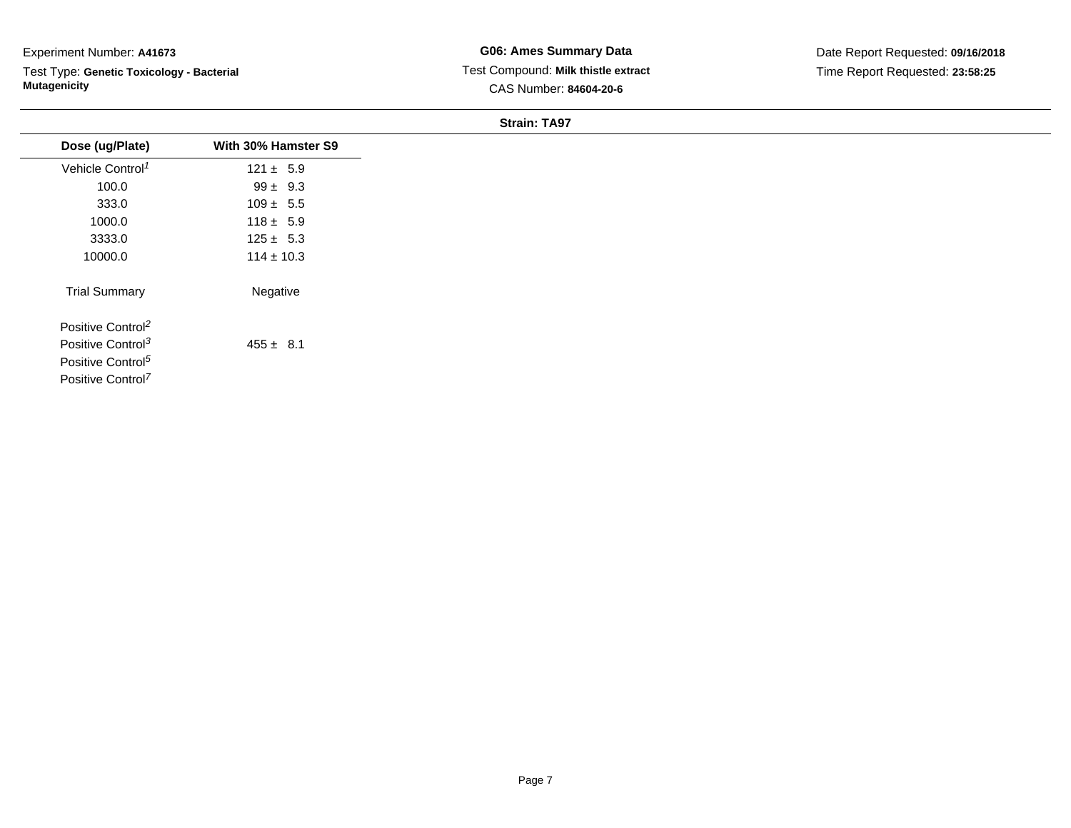Experiment Number: **A41673**

Test Type: **Genetic Toxicology - Bacterial Mutagenicity**

**G06: Ames Summary Data**

Test Compound: **Milk thistle extract**

CAS Number: **84604-20-6**

Date Report Requested: **09/16/2018**

Time Report Requested: **23:58:25**

**Strain: TA97**

| Dose (ug/Plate) | With 30% Hamster S9 |
| --- | --- |
| Vehicle Control[1] | 121 ± 5.9 |
| 100.0 | 99 ± 9.3 |
| 333.0 | 109 ± 5.5 |
| 1000.0 | 118 ± 5.9 |
| 3333.0 | 125 ± 5.3 |
| 10000.0 | 114 ± 10.3 |
| Trial Summary | Negative |
| Positive Control[2] | |
| Positive Control[3] | 455 ± 8.1 |
| Positive Control[5] | |
| Positive Control[7] | |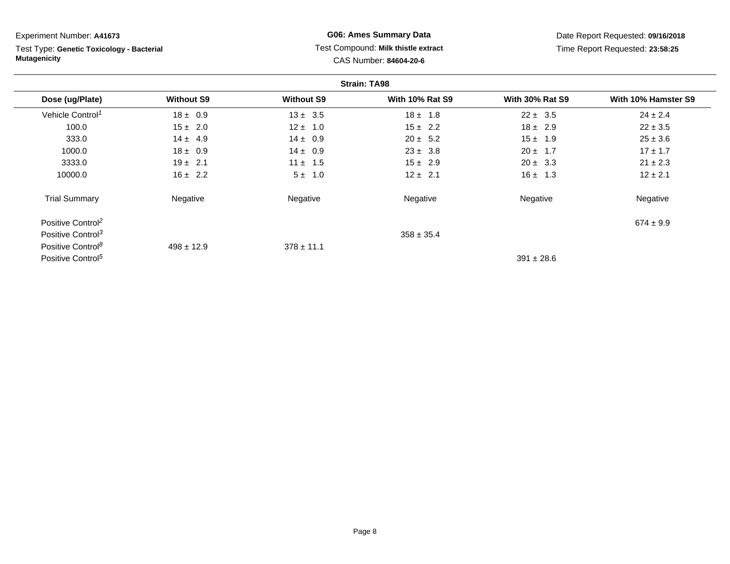Experiment Number: **A41673**

Test Type: **Genetic Toxicology - Bacterial Mutagenicity**

**G06: Ames Summary Data**

Test Compound: **Milk thistle extract**

CAS Number: **84604-20-6**

Date Report Requested: **09/16/2018**

Time Report Requested: **23:58:25**

**Strain: TA98**

| Dose (ug/Plate) | Without S9 | Without S9 | With 10% Rat S9 | With 30% Rat S9 | With 10% Hamster S9 |
|---|---|---|---|---|---|
| Vehicle Control[1] | 18 ± 0.9 | 13 ± 3.5 | 18 ± 1.8 | 22 ± 3.5 | 24 ± 2.4 |
| 100.0 | 15 ± 2.0 | 12 ± 1.0 | 15 ± 2.2 | 18 ± 2.9 | 22 ± 3.5 |
| 333.0 | 14 ± 4.9 | 14 ± 0.9 | 20 ± 5.2 | 15 ± 1.9 | 25 ± 3.6 |
| 1000.0 | 18 ± 0.9 | 14 ± 0.9 | 23 ± 3.8 | 20 ± 1.7 | 17 ± 1.7 |
| 3333.0 | 19 ± 2.1 | 11 ± 1.5 | 15 ± 2.9 | 20 ± 3.3 | 21 ± 2.3 |
| 10000.0 | 16 ± 2.2 | 5 ± 1.0 | 12 ± 2.1 | 16 ± 1.3 | 12 ± 2.1 |
| Trial Summary | Negative | Negative | Negative | Negative | Negative |
| Positive Control[2] | | | | | 674 ± 9.9 |
| Positive Control[3] | | | 358 ± 35.4 | | |
| Positive Control[8] | 498 ± 12.9 | 378 ± 11.1 | | | |
| Positive Control[5] | | | | 391 ± 28.6 | |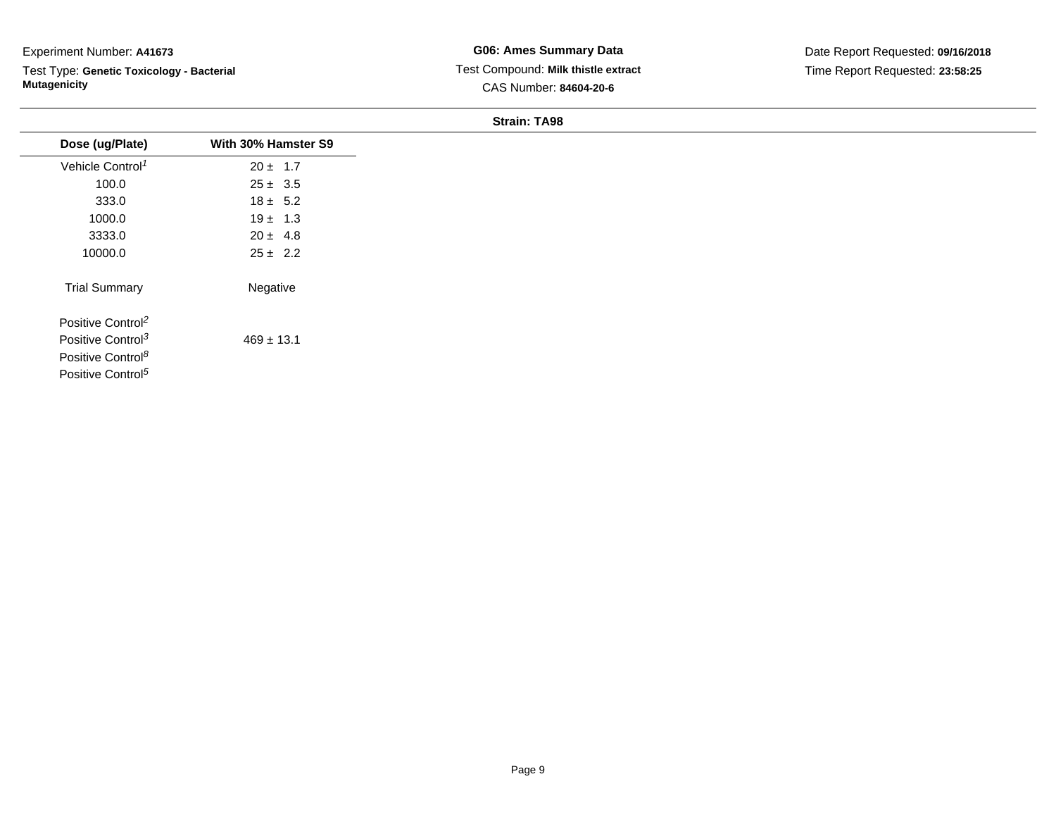Experiment Number: **A41673**

Test Type: **Genetic Toxicology - Bacterial Mutagenicity**

**G06: Ames Summary Data**

Test Compound: **Milk thistle extract**

CAS Number: **84604-20-6**

Date Report Requested: **09/16/2018**

Time Report Requested: **23:58:25**

**Strain: TA98**

| Dose (ug/Plate) | With 30% Hamster S9 |
|---|---|
| Vehicle Control[1] | 20 ± 1.7 |
| 100.0 | 25 ± 3.5 |
| 333.0 | 18 ± 5.2 |
| 1000.0 | 19 ± 1.3 |
| 3333.0 | 20 ± 4.8 |
| 10000.0 | 25 ± 2.2 |
| Trial Summary | Negative |
| Positive Control[2] | |
| Positive Control[3] | 469 ± 13.1 |
| Positive Control[8] | |
| Positive Control[5] | |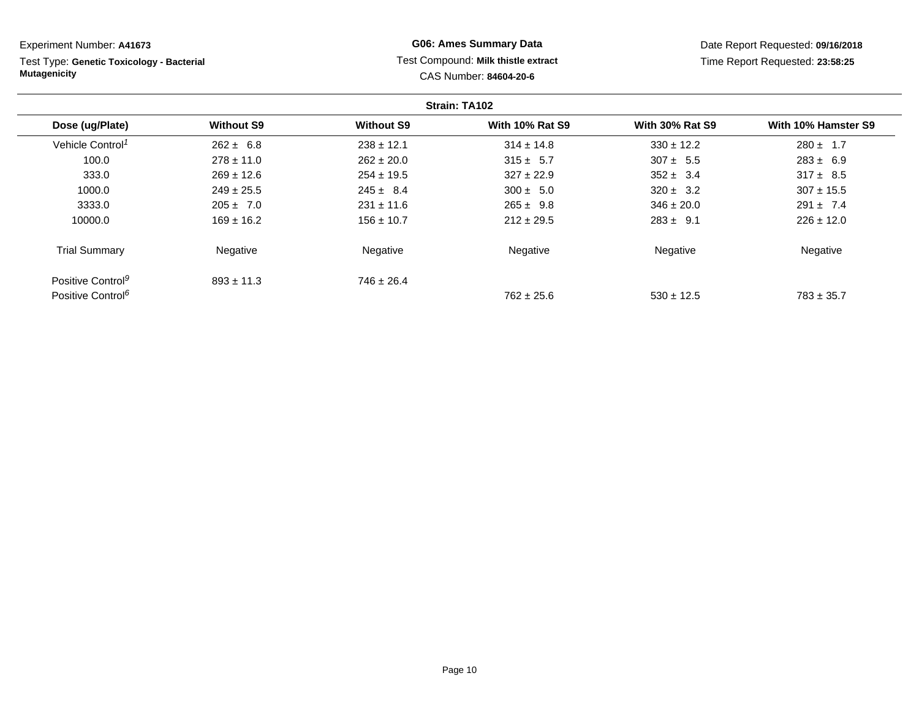Experiment Number: **A41673**

Test Type: **Genetic Toxicology - Bacterial Mutagenicity**

**G06: Ames Summary Data**

Test Compound: **Milk thistle extract**

CAS Number: **84604-20-6**

Date Report Requested: **09/16/2018**

Time Report Requested: **23:58:25**

**Strain: TA102**

| Dose (ug/Plate) | Without S9 | Without S9 | With 10% Rat S9 | With 30% Rat S9 | With 10% Hamster S9 |
|---|---|---|---|---|---|
| Vehicle Control[1] | 262 ± 6.8 | 238 ± 12.1 | 314 ± 14.8 | 330 ± 12.2 | 280 ± 1.7 |
| 100.0 | 278 ± 11.0 | 262 ± 20.0 | 315 ± 5.7 | 307 ± 5.5 | 283 ± 6.9 |
| 333.0 | 269 ± 12.6 | 254 ± 19.5 | 327 ± 22.9 | 352 ± 3.4 | 317 ± 8.5 |
| 1000.0 | 249 ± 25.5 | 245 ± 8.4 | 300 ± 5.0 | 320 ± 3.2 | 307 ± 15.5 |
| 3333.0 | 205 ± 7.0 | 231 ± 11.6 | 265 ± 9.8 | 346 ± 20.0 | 291 ± 7.4 |
| 10000.0 | 169 ± 16.2 | 156 ± 10.7 | 212 ± 29.5 | 283 ± 9.1 | 226 ± 12.0 |
| Trial Summary | Negative | Negative | Negative | Negative | Negative |
| Positive Control[9] | 893 ± 11.3 | 746 ± 26.4 | | | |
| Positive Control[6] | | | 762 ± 25.6 | 530 ± 12.5 | 783 ± 35.7 |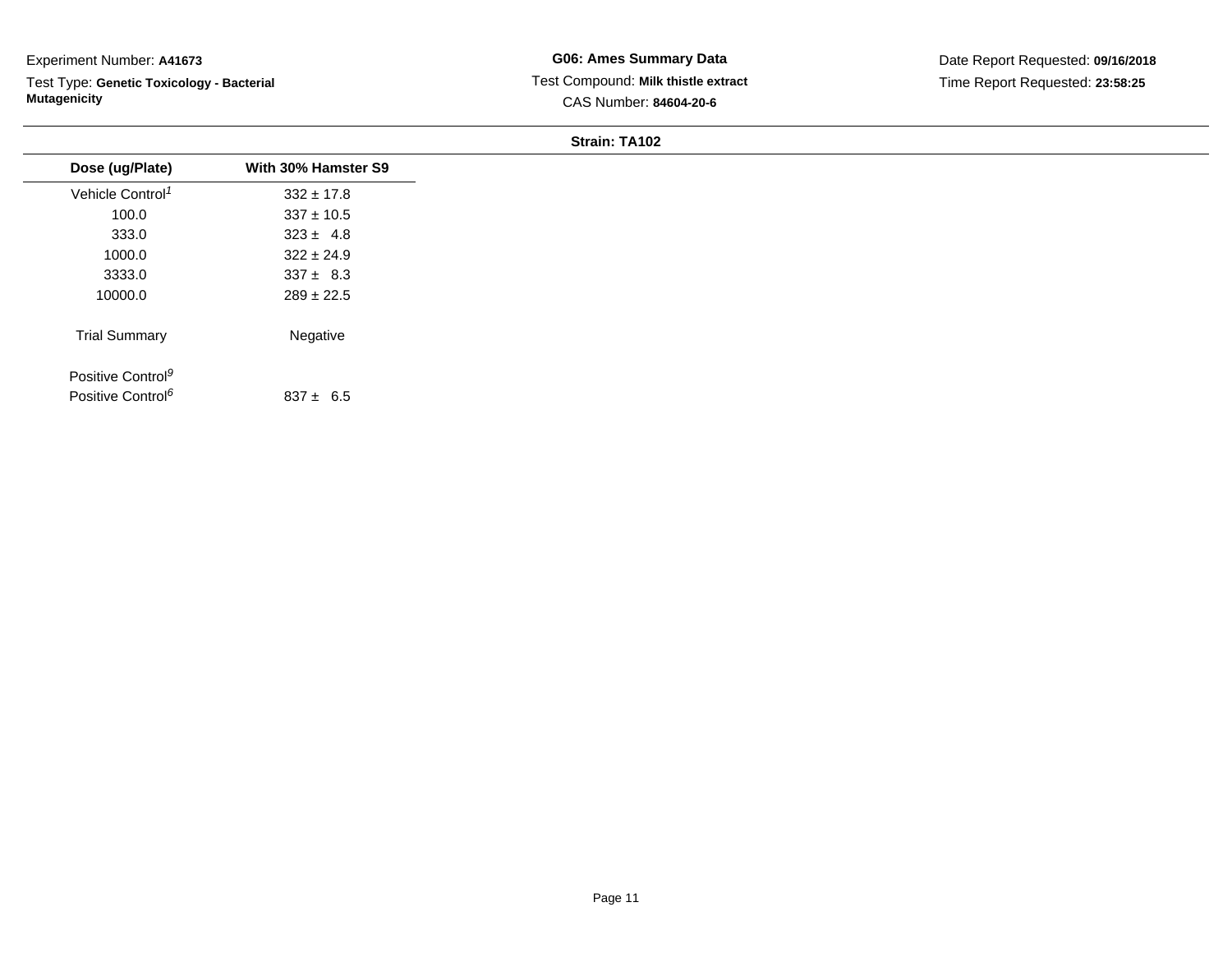Experiment Number: **A41673**

Test Type: **Genetic Toxicology - Bacterial Mutagenicity**

**G06: Ames Summary Data**

Test Compound: **Milk thistle extract**

CAS Number: **84604-20-6**

Date Report Requested: **09/16/2018**

Time Report Requested: **23:58:25**

**Strain: TA102**

| Dose (ug/Plate) | With 30% Hamster S9 |
|---|---|
| Vehicle Control[1] | 332 ± 17.8 |
| 100.0 | 337 ± 10.5 |
| 333.0 | 323 ± 4.8 |
| 1000.0 | 322 ± 24.9 |
| 3333.0 | 337 ± 8.3 |
| 10000.0 | 289 ± 22.5 |
| Trial Summary | Negative |
| Positive Control[9] | |
| Positive Control[6] | 837 ± 6.5 |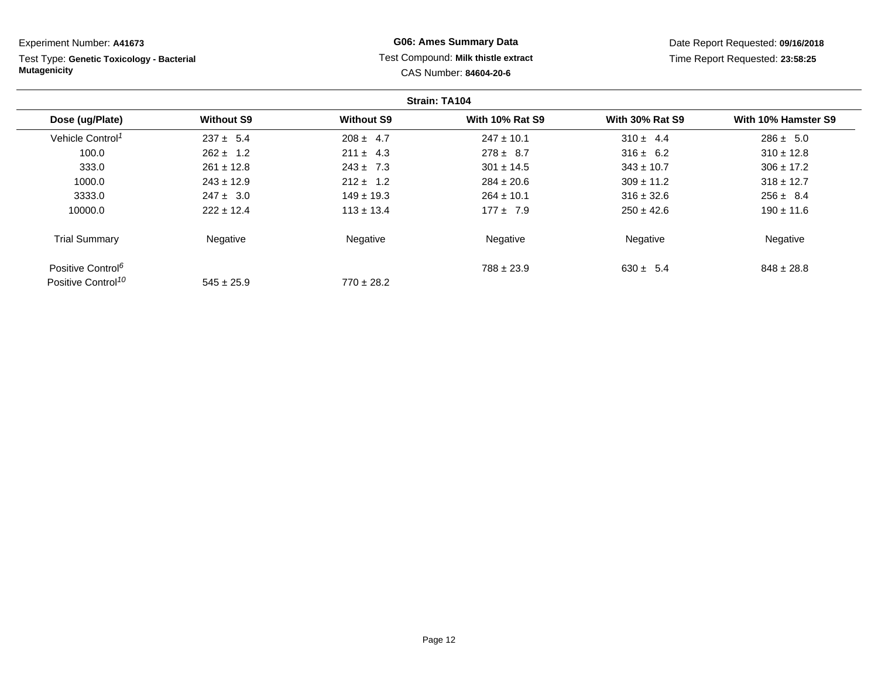Experiment Number: **A41673**

Test Type: **Genetic Toxicology - Bacterial Mutagenicity**

**G06: Ames Summary Data**

Test Compound: **Milk thistle extract**

CAS Number: **84604-20-6**

Date Report Requested: **09/16/2018**

Time Report Requested: **23:58:25**

**Strain: TA104**

| Dose (ug/Plate) | Without S9 | Without S9 | With 10% Rat S9 | With 30% Rat S9 | With 10% Hamster S9 |
|---|---|---|---|---|---|
| Vehicle Control[1] | 237 ± 5.4 | 208 ± 4.7 | 247 ± 10.1 | 310 ± 4.4 | 286 ± 5.0 |
| 100.0 | 262 ± 1.2 | 211 ± 4.3 | 278 ± 8.7 | 316 ± 6.2 | 310 ± 12.8 |
| 333.0 | 261 ± 12.8 | 243 ± 7.3 | 301 ± 14.5 | 343 ± 10.7 | 306 ± 17.2 |
| 1000.0 | 243 ± 12.9 | 212 ± 1.2 | 284 ± 20.6 | 309 ± 11.2 | 318 ± 12.7 |
| 3333.0 | 247 ± 3.0 | 149 ± 19.3 | 264 ± 10.1 | 316 ± 32.6 | 256 ± 8.4 |
| 10000.0 | 222 ± 12.4 | 113 ± 13.4 | 177 ± 7.9 | 250 ± 42.6 | 190 ± 11.6 |
| Trial Summary | Negative | Negative | Negative | Negative | Negative |
| Positive Control[6] | | | 788 ± 23.9 | 630 ± 5.4 | 848 ± 28.8 |
| Positive Control[10] | 545 ± 25.9 | 770 ± 28.2 | | | |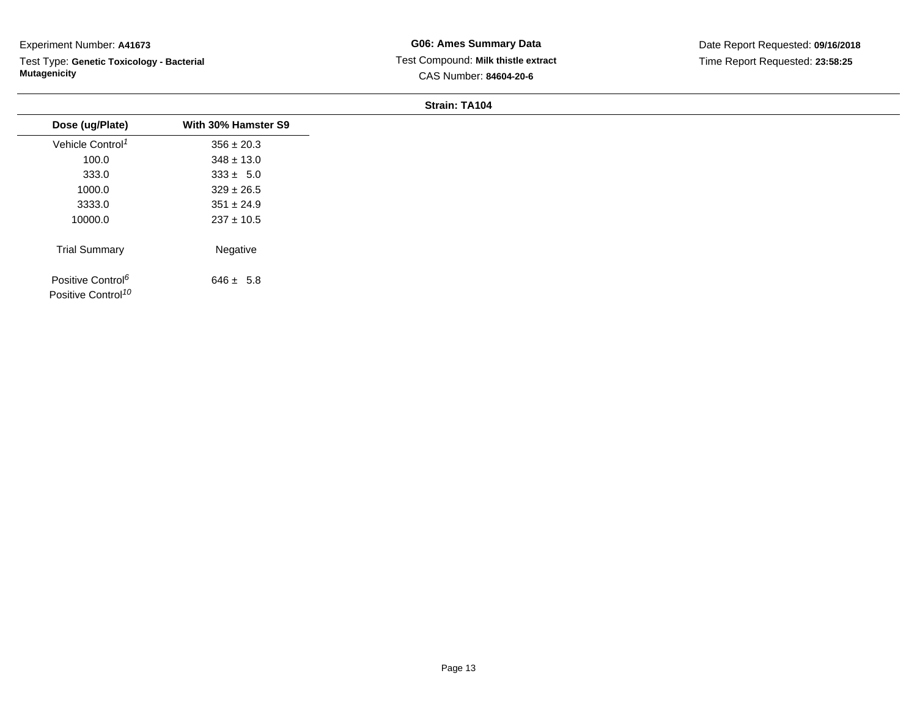Experiment Number: **A41673**

Test Type: **Genetic Toxicology - Bacterial Mutagenicity**

**G06: Ames Summary Data**

Test Compound: **Milk thistle extract**

CAS Number: **84604-20-6**

Date Report Requested: **09/16/2018**

Time Report Requested: **23:58:25**

**Strain: TA104**

| Dose (ug/Plate) | With 30% Hamster S9 |
|---|---|
| Vehicle Control[1] | 356 ± 20.3 |
| 100.0 | 348 ± 13.0 |
| 333.0 | 333 ± 5.0 |
| 1000.0 | 329 ± 26.5 |
| 3333.0 | 351 ± 24.9 |
| 10000.0 | 237 ± 10.5 |
| Trial Summary | Negative |
| Positive Control[6] | 646 ± 5.8 |
| Positive Control[10] | |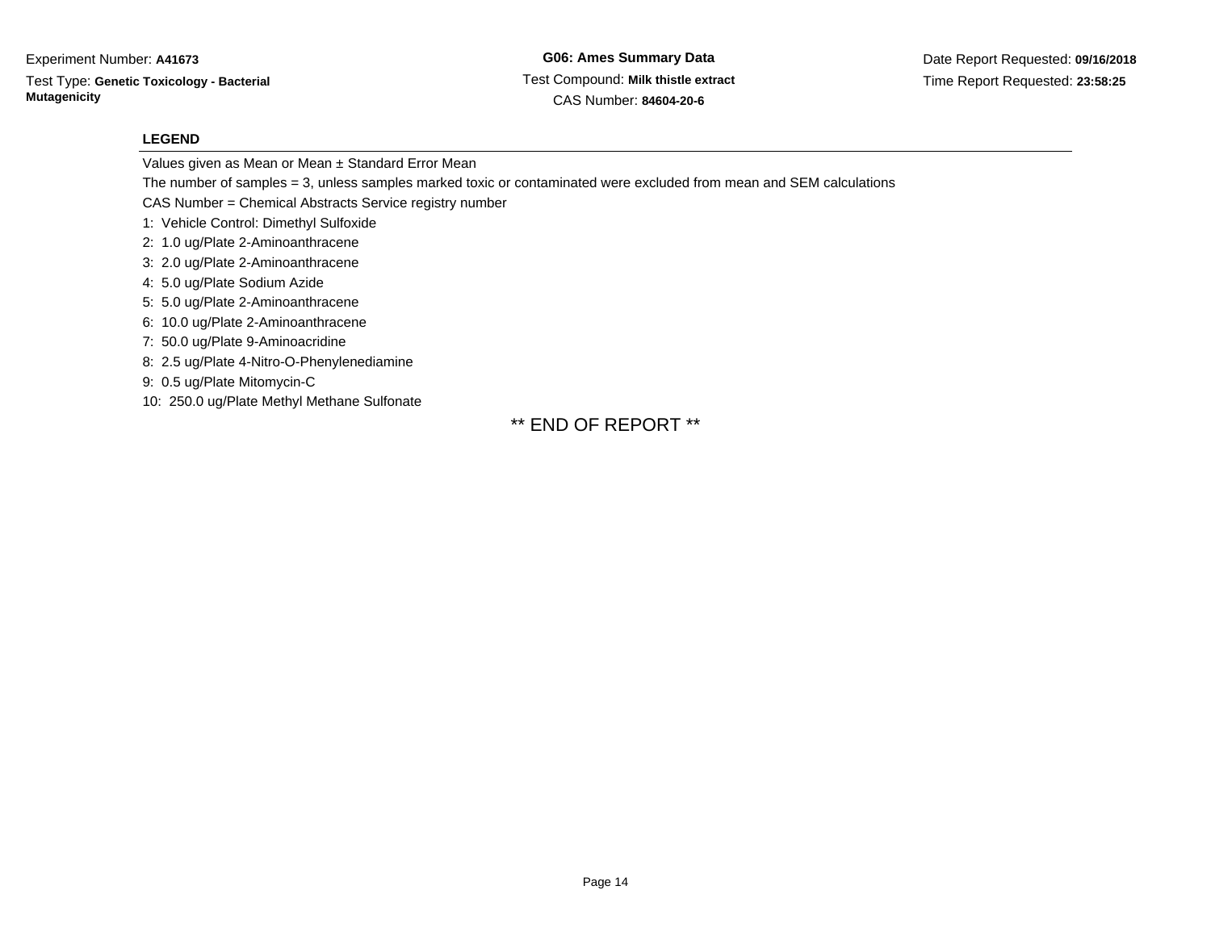## LEGEND

Values given as Mean or Mean ± Standard Error Mean

The number of samples = 3, unless samples marked toxic or contaminated were excluded from mean and SEM calculations

CAS Number = Chemical Abstracts Service registry number

1: Vehicle Control: Dimethyl Sulfoxide

2: 1.0 ug/Plate 2-Aminoanthracene

3: 2.0 ug/Plate 2-Aminoanthracene

4: 5.0 ug/Plate Sodium Azide

5: 5.0 ug/Plate 2-Aminoanthracene

6: 10.0 ug/Plate 2-Aminoanthracene

7: 50.0 ug/Plate 9-Aminoacridine

8: 2.5 ug/Plate 4-Nitro-O-Phenylenediamine

9: 0.5 ug/Plate Mitomycin-C

10: 250.0 ug/Plate Methyl Methane Sulfonate

** END OF REPORT **